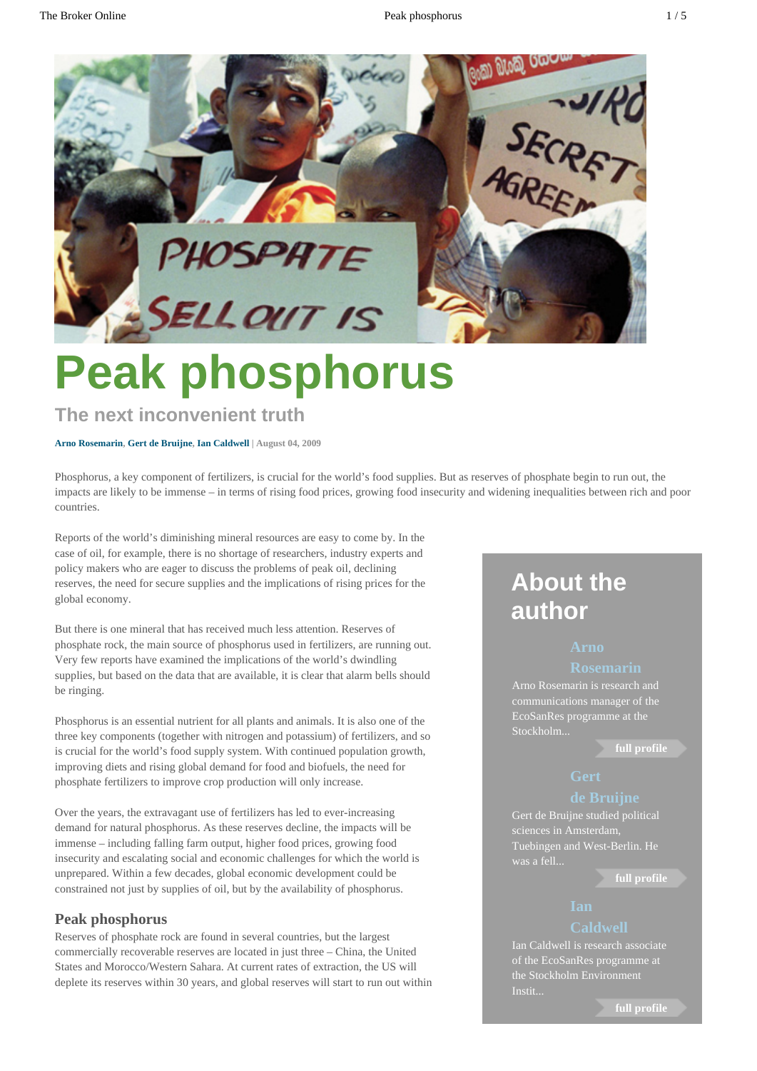# Peak phosphorus

## The next inconvenient truth

**Arno Rosemarin, Gert de Bruijne, Ian Caldwell** | August 04, 2009

Phosphorus, a key component of fertilizers, is crucial for the world's food supplies. But as reserves of phosphate begin to run out, the impacts are likely to be immense – in terms of rising food prices, growing food insecurity and widening inequalities between rich and poor countries.

Reports of the world's diminishing mineral resources are easy to come by. In the case of oil, for example, there is no shortage of researchers, industry experts and policy makers who are eager to discuss the problems of peak oil, declining reserves, the need for secure supplies and the implications of rising prices for the global economy.

But there is one mineral that has received much less attention. Reserves of phosphate rock, the main source of phosphorus used in fertilizers, are running out. Very few reports have examined the implications of the world's dwindling supplies, but based on the data that are available, it is clear that alarm bells should be ringing.

Phosphorus is an essential nutrient for all plants and animals. It is also one of the three key components (together with nitrogen and potassium) of fertilizers, and so is crucial for the world's food supply system. With continued population growth, improving diets and rising global demand for food and biofuels, the need for phosphate fertilizers to improve crop production will only increase.

Over the years, the extravagant use of fertilizers has led to ever-increasing demand for natural phosphorus. As these reserves decline, the impacts will be immense – including falling farm output, higher food prices, growing food insecurity and escalating social and economic challenges for which the world is unprepared. Within a few decades, global economic development could be constrained not just by supplies of oil, but by the availability of phosphorus.

### Peak phosphorus

Reserves of phosphate rock are found in several countries, but the largest commercially recoverable reserves are located in just three – China, the United States and Morocco/Western Sahara. At current rates of extraction, the US will deplete its reserves within 30 years, and global reserves will start to run out within

## About the author

**Arno Rosemarin**

Arno Rosemarin is research and communications manager of the EcoSanRes programme at the Stockholm...

full profile

**Gert de Bruijne**

Gert de Bruijne studied political sciences in Amsterdam, Tuebingen and West-Berlin. He was a fell...

full profile

**Ian Caldwell**

Ian Caldwell is research associate of the EcoSanRes programme at the Stockholm Environment Instit...

full profile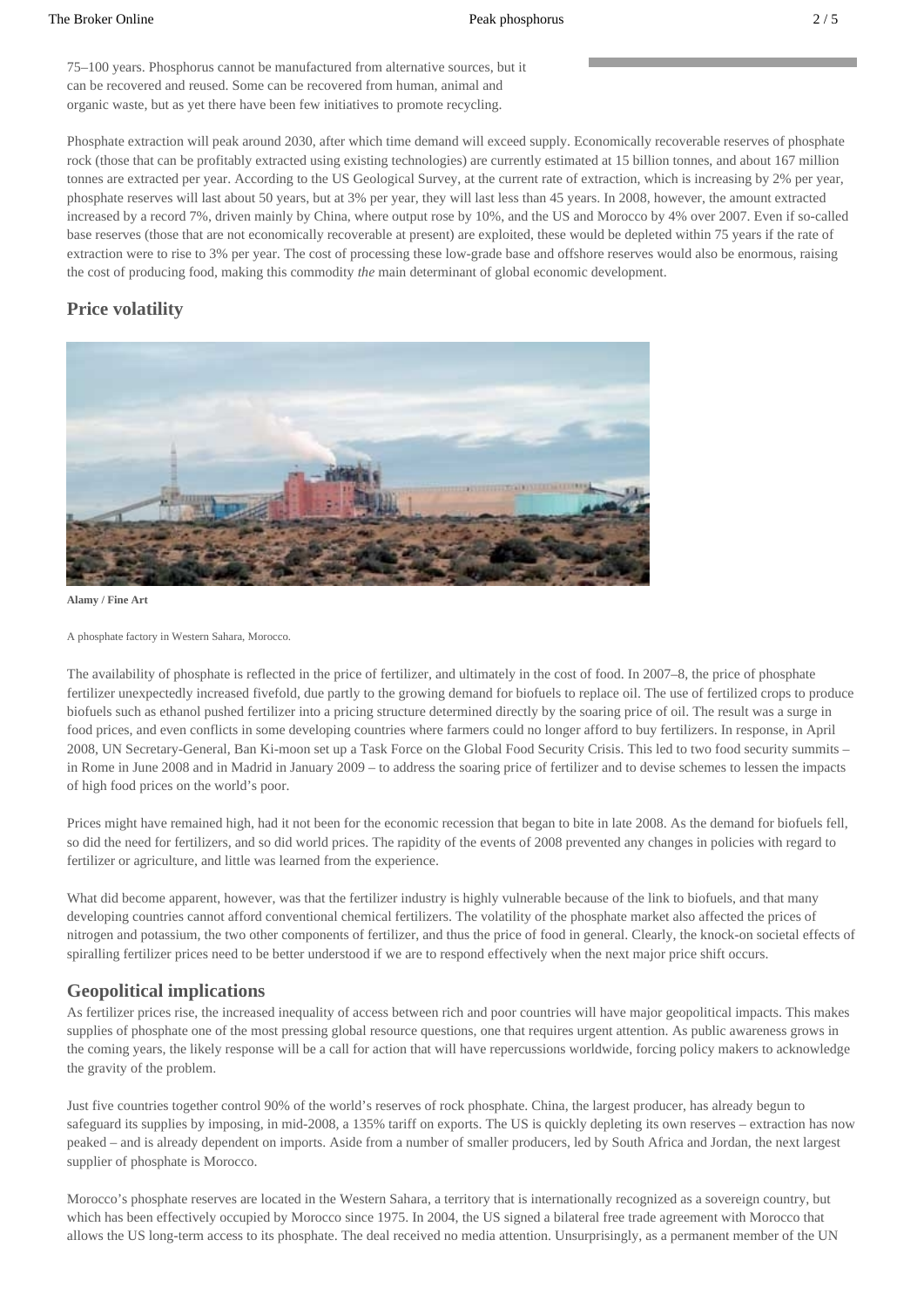75–100 years. Phosphorus cannot be manufactured from alternative sources, but it can be recovered and reused. Some can be recovered from human, animal and organic waste, but as yet there have been few initiatives to promote recycling.

Phosphate extraction will peak around 2030, after which time demand will exceed supply. Economically recoverable reserves of phosphate rock (those that can be profitably extracted using existing technologies) are currently estimated at 15 billion tonnes, and about 167 million tonnes are extracted per year. According to the US Geological Survey, at the current rate of extraction, which is increasing by 2% per year, phosphate reserves will last about 50 years, but at 3% per year, they will last less than 45 years. In 2008, however, the amount extracted increased by a record 7%, driven mainly by China, where output rose by 10%, and the US and Morocco by 4% over 2007. Even if so-called base reserves (those that are not economically recoverable at present) are exploited, these would be depleted within 75 years if the rate of extraction were to rise to 3% per year. The cost of processing these low-grade base and offshore reserves would also be enormous, raising the cost of producing food, making this commodity *the* main determinant of global economic development.

## Price volatility

**Alamy / Fine Art**

A phosphate factory in Western Sahara, Morocco.

The availability of phosphate is reflected in the price of fertilizer, and ultimately in the cost of food. In 2007–8, the price of phosphate fertilizer unexpectedly increased fivefold, due partly to the growing demand for biofuels to replace oil. The use of fertilized crops to produce biofuels such as ethanol pushed fertilizer into a pricing structure determined directly by the soaring price of oil. The result was a surge in food prices, and even conflicts in some developing countries where farmers could no longer afford to buy fertilizers. In response, in April 2008, UN Secretary-General, Ban Ki-moon set up a Task Force on the Global Food Security Crisis. This led to two food security summits – in Rome in June 2008 and in Madrid in January 2009 – to address the soaring price of fertilizer and to devise schemes to lessen the impacts of high food prices on the world's poor.

Prices might have remained high, had it not been for the economic recession that began to bite in late 2008. As the demand for biofuels fell, so did the need for fertilizers, and so did world prices. The rapidity of the events of 2008 prevented any changes in policies with regard to fertilizer or agriculture, and little was learned from the experience.

What did become apparent, however, was that the fertilizer industry is highly vulnerable because of the link to biofuels, and that many developing countries cannot afford conventional chemical fertilizers. The volatility of the phosphate market also affected the prices of nitrogen and potassium, the two other components of fertilizer, and thus the price of food in general. Clearly, the knock-on societal effects of spiralling fertilizer prices need to be better understood if we are to respond effectively when the next major price shift occurs.

## Geopolitical implications

As fertilizer prices rise, the increased inequality of access between rich and poor countries will have major geopolitical impacts. This makes supplies of phosphate one of the most pressing global resource questions, one that requires urgent attention. As public awareness grows in the coming years, the likely response will be a call for action that will have repercussions worldwide, forcing policy makers to acknowledge the gravity of the problem.

Just five countries together control 90% of the world's reserves of rock phosphate. China, the largest producer, has already begun to safeguard its supplies by imposing, in mid-2008, a 135% tariff on exports. The US is quickly depleting its own reserves – extraction has now peaked – and is already dependent on imports. Aside from a number of smaller producers, led by South Africa and Jordan, the next largest supplier of phosphate is Morocco.

Morocco's phosphate reserves are located in the Western Sahara, a territory that is internationally recognized as a sovereign country, but which has been effectively occupied by Morocco since 1975. In 2004, the US signed a bilateral free trade agreement with Morocco that allows the US long-term access to its phosphate. The deal received no media attention. Unsurprisingly, as a permanent member of the UN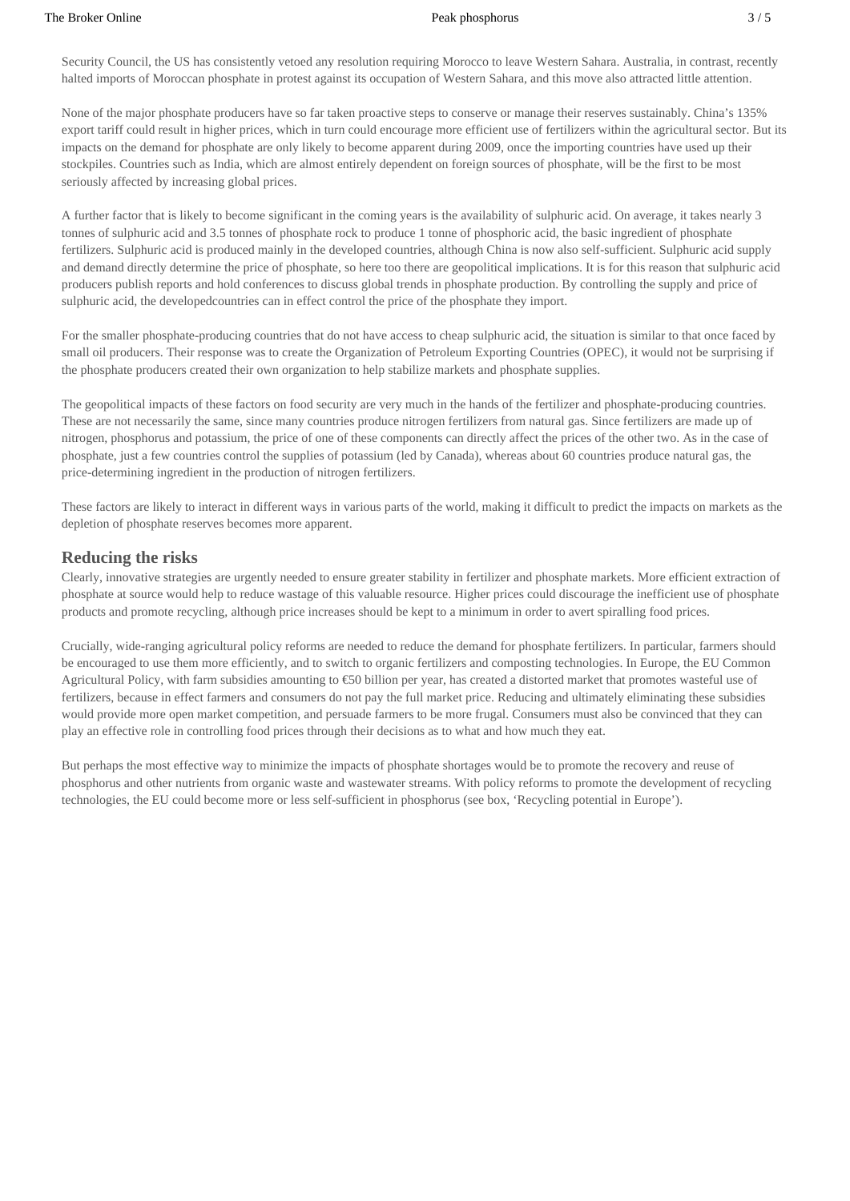Security Council, the US has consistently vetoed any resolution requiring Morocco to leave Western Sahara. Australia, in contrast, recently halted imports of Moroccan phosphate in protest against its occupation of Western Sahara, and this move also attracted little attention.

None of the major phosphate producers have so far taken proactive steps to conserve or manage their reserves sustainably. China's 135% export tariff could result in higher prices, which in turn could encourage more efficient use of fertilizers within the agricultural sector. But its impacts on the demand for phosphate are only likely to become apparent during 2009, once the importing countries have used up their stockpiles. Countries such as India, which are almost entirely dependent on foreign sources of phosphate, will be the first to be most seriously affected by increasing global prices.

A further factor that is likely to become significant in the coming years is the availability of sulphuric acid. On average, it takes nearly 3 tonnes of sulphuric acid and 3.5 tonnes of phosphate rock to produce 1 tonne of phosphoric acid, the basic ingredient of phosphate fertilizers. Sulphuric acid is produced mainly in the developed countries, although China is now also self-sufficient. Sulphuric acid supply and demand directly determine the price of phosphate, so here too there are geopolitical implications. It is for this reason that sulphuric acid producers publish reports and hold conferences to discuss global trends in phosphate production. By controlling the supply and price of sulphuric acid, the developedcountries can in effect control the price of the phosphate they import.

For the smaller phosphate-producing countries that do not have access to cheap sulphuric acid, the situation is similar to that once faced by small oil producers. Their response was to create the Organization of Petroleum Exporting Countries (OPEC), it would not be surprising if the phosphate producers created their own organization to help stabilize markets and phosphate supplies.

The geopolitical impacts of these factors on food security are very much in the hands of the fertilizer and phosphate-producing countries. These are not necessarily the same, since many countries produce nitrogen fertilizers from natural gas. Since fertilizers are made up of nitrogen, phosphorus and potassium, the price of one of these components can directly affect the prices of the other two. As in the case of phosphate, just a few countries control the supplies of potassium (led by Canada), whereas about 60 countries produce natural gas, the price-determining ingredient in the production of nitrogen fertilizers.

These factors are likely to interact in different ways in various parts of the world, making it difficult to predict the impacts on markets as the depletion of phosphate reserves becomes more apparent.

## Reducing the risks

Clearly, innovative strategies are urgently needed to ensure greater stability in fertilizer and phosphate markets. More efficient extraction of phosphate at source would help to reduce wastage of this valuable resource. Higher prices could discourage the inefficient use of phosphate products and promote recycling, although price increases should be kept to a minimum in order to avert spiralling food prices.

Crucially, wide-ranging agricultural policy reforms are needed to reduce the demand for phosphate fertilizers. In particular, farmers should be encouraged to use them more efficiently, and to switch to organic fertilizers and composting technologies. In Europe, the EU Common Agricultural Policy, with farm subsidies amounting to €50 billion per year, has created a distorted market that promotes wasteful use of fertilizers, because in effect farmers and consumers do not pay the full market price. Reducing and ultimately eliminating these subsidies would provide more open market competition, and persuade farmers to be more frugal. Consumers must also be convinced that they can play an effective role in controlling food prices through their decisions as to what and how much they eat.

But perhaps the most effective way to minimize the impacts of phosphate shortages would be to promote the recovery and reuse of phosphorus and other nutrients from organic waste and wastewater streams. With policy reforms to promote the development of recycling technologies, the EU could become more or less self-sufficient in phosphorus (see box, 'Recycling potential in Europe').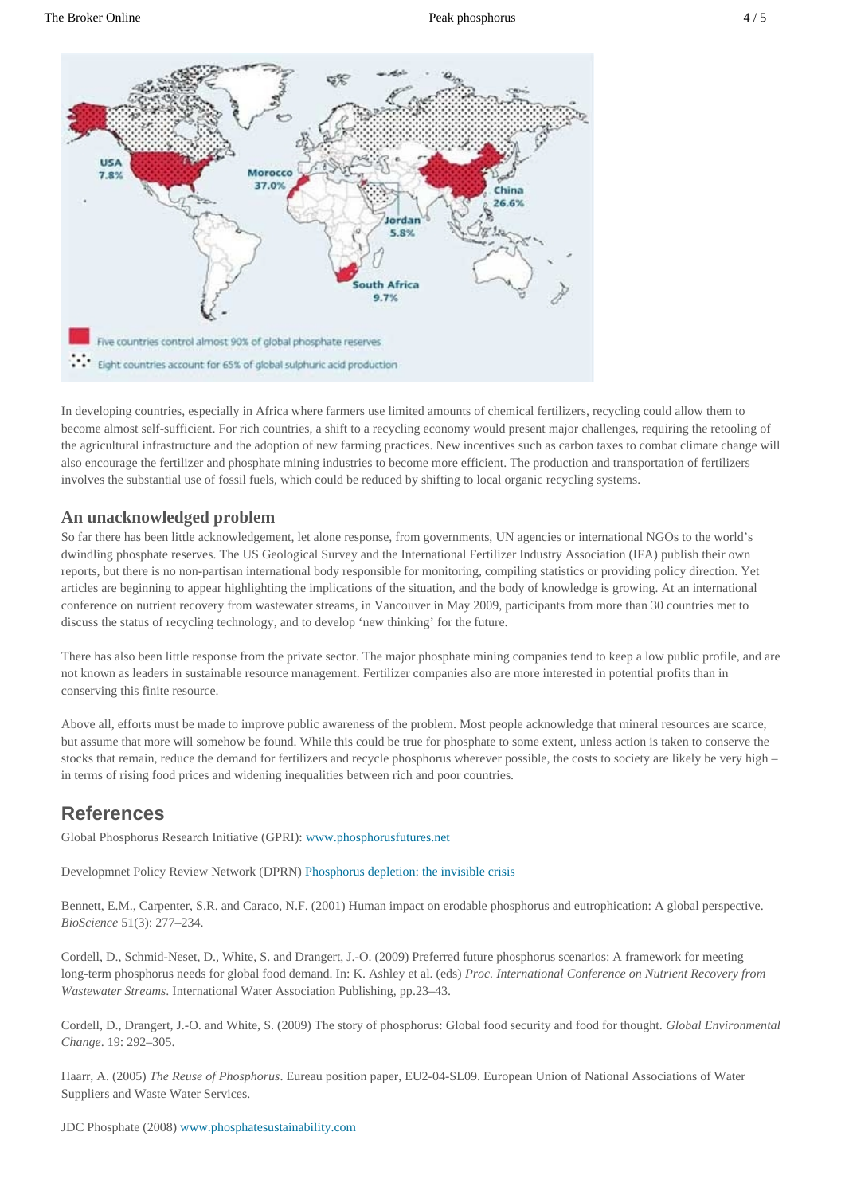In developing countries, especially in Africa where farmers use limited amounts of chemical fertilizers, recycling could allow them to become almost self-sufficient. For rich countries, a shift to a recycling economy would present major challenges, requiring the retooling of the agricultural infrastructure and the adoption of new farming practices. New incentives such as carbon taxes to combat climate change will also encourage the fertilizer and phosphate mining industries to become more efficient. The production and transportation of fertilizers involves the substantial use of fossil fuels, which could be reduced by shifting to local organic recycling systems.

### An unacknowledged problem

So far there has been little acknowledgement, let alone response, from governments, UN agencies or international NGOs to the world's dwindling phosphate reserves. The US Geological Survey and the International Fertilizer Industry Association (IFA) publish their own reports, but there is no non-partisan international body responsible for monitoring, compiling statistics or providing policy direction. Yet articles are beginning to appear highlighting the implications of the situation, and the body of knowledge is growing. At an international conference on nutrient recovery from wastewater streams, in Vancouver in May 2009, participants from more than 30 countries met to discuss the status of recycling technology, and to develop 'new thinking' for the future.

There has also been little response from the private sector. The major phosphate mining companies tend to keep a low public profile, and are not known as leaders in sustainable resource management. Fertilizer companies also are more interested in potential profits than in conserving this finite resource.

Above all, efforts must be made to improve public awareness of the problem. Most people acknowledge that mineral resources are scarce, but assume that more will somehow be found. While this could be true for phosphate to some extent, unless action is taken to conserve the stocks that remain, reduce the demand for fertilizers and recycle phosphorus wherever possible, the costs to society are likely be very high – in terms of rising food prices and widening inequalities between rich and poor countries.

## References

Global Phosphorus Research Initiative (GPRI): www.phosphorusfutures.net

Developmnet Policy Review Network (DPRN) Phosphorus depletion: the invisible crisis

Bennett, E.M., Carpenter, S.R. and Caraco, N.F. (2001) Human impact on erodable phosphorus and eutrophication: A global perspective. *BioScience* 51(3): 277–234.

Cordell, D., Schmid-Neset, D., White, S. and Drangert, J.-O. (2009) Preferred future phosphorus scenarios: A framework for meeting long-term phosphorus needs for global food demand. In: K. Ashley et al. (eds) *Proc. International Conference on Nutrient Recovery from Wastewater Streams*. International Water Association Publishing, pp.23–43.

Cordell, D., Drangert, J.-O. and White, S. (2009) The story of phosphorus: Global food security and food for thought. *Global Environmental Change*. 19: 292–305.

Haarr, A. (2005) *The Reuse of Phosphorus*. Eureau position paper, EU2-04-SL09. European Union of National Associations of Water Suppliers and Waste Water Services.

JDC Phosphate (2008) www.phosphatesustainability.com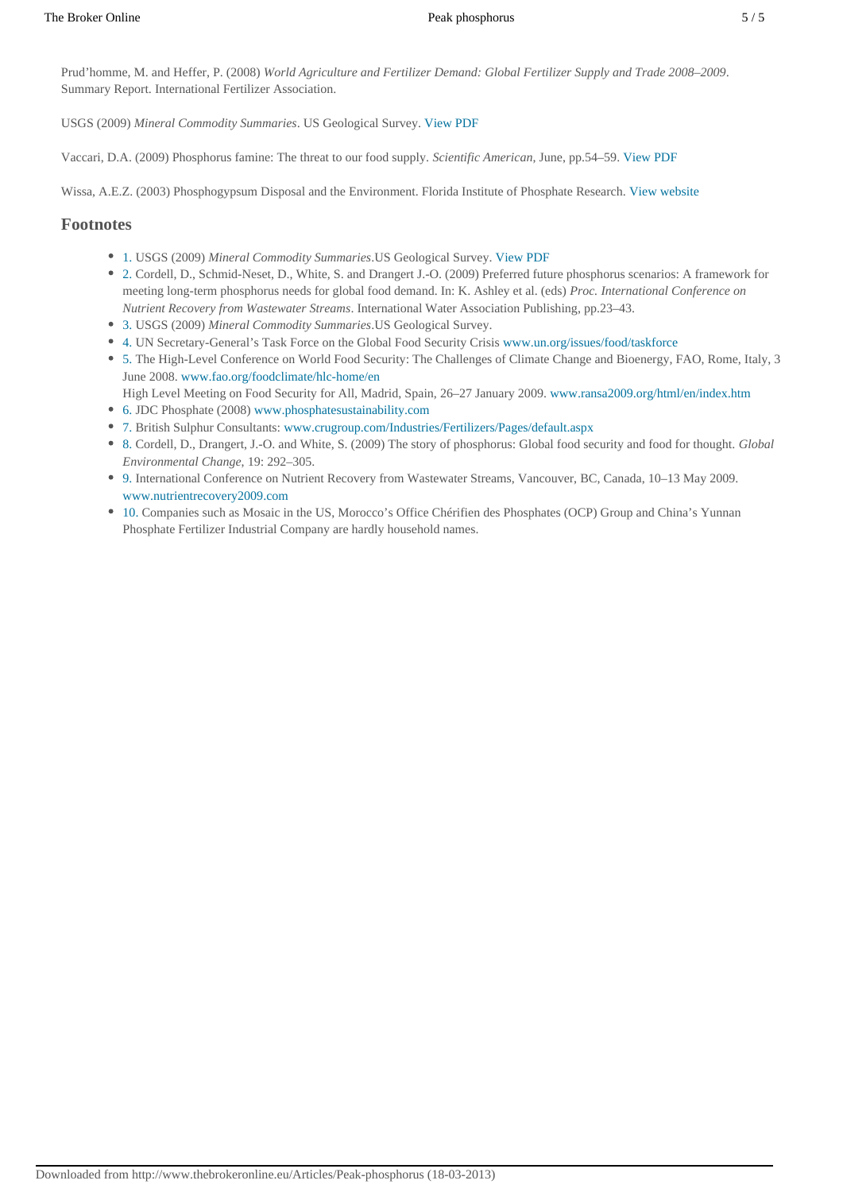Prud'homme, M. and Heffer, P. (2008) *World Agriculture and Fertilizer Demand: Global Fertilizer Supply and Trade 2008–2009*. Summary Report. International Fertilizer Association.

USGS (2009) *Mineral Commodity Summaries*. US Geological Survey. View PDF

Vaccari, D.A. (2009) Phosphorus famine: The threat to our food supply. *Scientific American*, June, pp.54–59. View PDF

Wissa, A.E.Z. (2003) Phosphogypsum Disposal and the Environment. Florida Institute of Phosphate Research. View website

## Footnotes

- 1. USGS (2009) *Mineral Commodity Summaries*.US Geological Survey. View PDF
- 2. Cordell, D., Schmid-Neset, D., White, S. and Drangert J.-O. (2009) Preferred future phosphorus scenarios: A framework for meeting long-term phosphorus needs for global food demand. In: K. Ashley et al. (eds) *Proc. International Conference on Nutrient Recovery from Wastewater Streams*. International Water Association Publishing, pp.23–43.
- 3. USGS (2009) *Mineral Commodity Summaries*.US Geological Survey.
- 4. UN Secretary-General's Task Force on the Global Food Security Crisis www.un.org/issues/food/taskforce
- 5. The High-Level Conference on World Food Security: The Challenges of Climate Change and Bioenergy, FAO, Rome, Italy, 3 June 2008. www.fao.org/foodclimate/hlc-home/en
  High Level Meeting on Food Security for All, Madrid, Spain, 26–27 January 2009. www.ransa2009.org/html/en/index.htm
- 6. JDC Phosphate (2008) www.phosphatesustainability.com
- 7. British Sulphur Consultants: www.crugroup.com/Industries/Fertilizers/Pages/default.aspx
- 8. Cordell, D., Drangert, J.-O. and White, S. (2009) The story of phosphorus: Global food security and food for thought. *Global Environmental Change*, 19: 292–305.
- 9. International Conference on Nutrient Recovery from Wastewater Streams, Vancouver, BC, Canada, 10–13 May 2009. www.nutrientrecovery2009.com
- 10. Companies such as Mosaic in the US, Morocco's Office Chérifien des Phosphates (OCP) Group and China's Yunnan Phosphate Fertilizer Industrial Company are hardly household names.